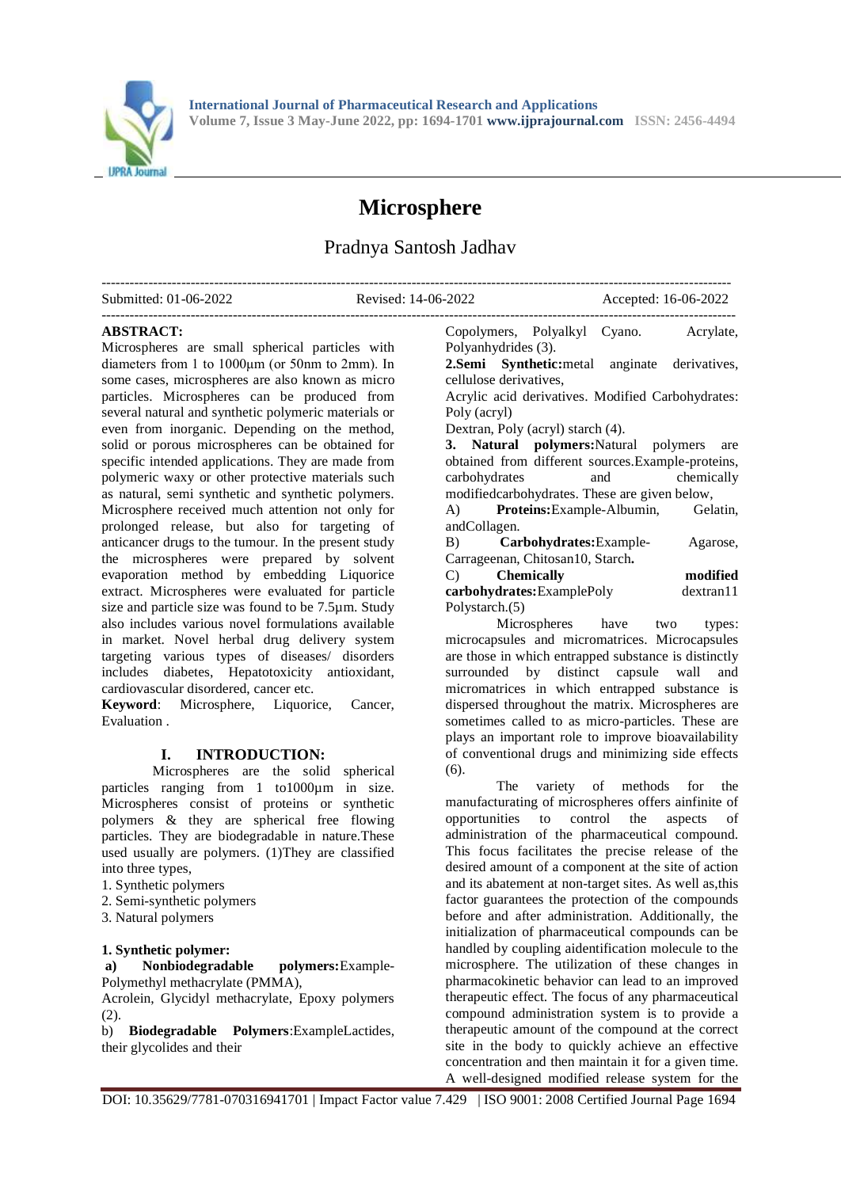# Microsphere

Pradnya Santosh Jadhav

---

Submitted: 01-06-2022 Revised: 14-06-2022 Accepted: 16-06-2022

---

**ABSTRACT:**

Microspheres are small spherical particles with diameters from 1 to 1000µm (or 50nm to 2mm). In some cases, microspheres are also known as micro particles. Microspheres can be produced from several natural and synthetic polymeric materials or even from inorganic. Depending on the method, solid or porous microspheres can be obtained for specific intended applications. They are made from polymeric waxy or other protective materials such as natural, semi synthetic and synthetic polymers. Microsphere received much attention not only for prolonged release, but also for targeting of anticancer drugs to the tumour. In the present study the microspheres were prepared by solvent evaporation method by embedding Liquorice extract. Microspheres were evaluated for particle size and particle size was found to be 7.5µm. Study also includes various novel formulations available in market. Novel herbal drug delivery system targeting various types of diseases/ disorders includes diabetes, Hepatotoxicity antioxidant, cardiovascular disordered, cancer etc.

**Keyword**: Microsphere, Liquorice, Cancer, Evaluation .

## I. INTRODUCTION:

Microspheres are the solid spherical particles ranging from 1 to1000µm in size. Microspheres consist of proteins or synthetic polymers & they are spherical free flowing particles. They are biodegradable in nature.These used usually are polymers. (1)They are classified into three types,

1. Synthetic polymers
2. Semi-synthetic polymers
3. Natural polymers

**1. Synthetic polymer:**

**a) Nonbiodegradable polymers:**Example- Polymethyl methacrylate (PMMA),
Acrolein, Glycidyl methacrylate, Epoxy polymers (2).

b) **Biodegradable Polymers**:ExampleLactides, their glycolides and their Copolymers, Polyalkyl Cyano. Acrylate, Polyanhydrides (3).

**2.Semi Synthetic:**metal anginate derivatives, cellulose derivatives,
Acrylic acid derivatives. Modified Carbohydrates: Poly (acryl)
Dextran, Poly (acryl) starch (4).

**3. Natural polymers:**Natural polymers are obtained from different sources.Example-proteins, carbohydrates and chemically modifiedcarbohydrates. These are given below,

A) **Proteins:**Example-Albumin, Gelatin, andCollagen.

B) **Carbohydrates:**Example- Agarose, Carrageenan, Chitosan10, Starch**.**

C) **Chemically modified carbohydrates:**ExamplePoly dextran11 Polystarch.(5)

Microspheres have two types: microcapsules and micromatrices. Microcapsules are those in which entrapped substance is distinctly surrounded by distinct capsule wall and micromatrices in which entrapped substance is dispersed throughout the matrix. Microspheres are sometimes called to as micro-particles. These are plays an important role to improve bioavailability of conventional drugs and minimizing side effects (6).

The variety of methods for the manufacturing of microspheres offers ainfinite of opportunities to control the aspects of administration of the pharmaceutical compound. This focus facilitates the precise release of the desired amount of a component at the site of action and its abatement at non-target sites. As well as,this factor guarantees the protection of the compounds before and after administration. Additionally, the initialization of pharmaceutical compounds can be handled by coupling aidentification molecule to the microsphere. The utilization of these changes in pharmacokinetic behavior can lead to an improved therapeutic effect. The focus of any pharmaceutical compound administration system is to provide a therapeutic amount of the compound at the correct site in the body to quickly achieve an effective concentration and then maintain it for a given time. A well-designed modified release system for the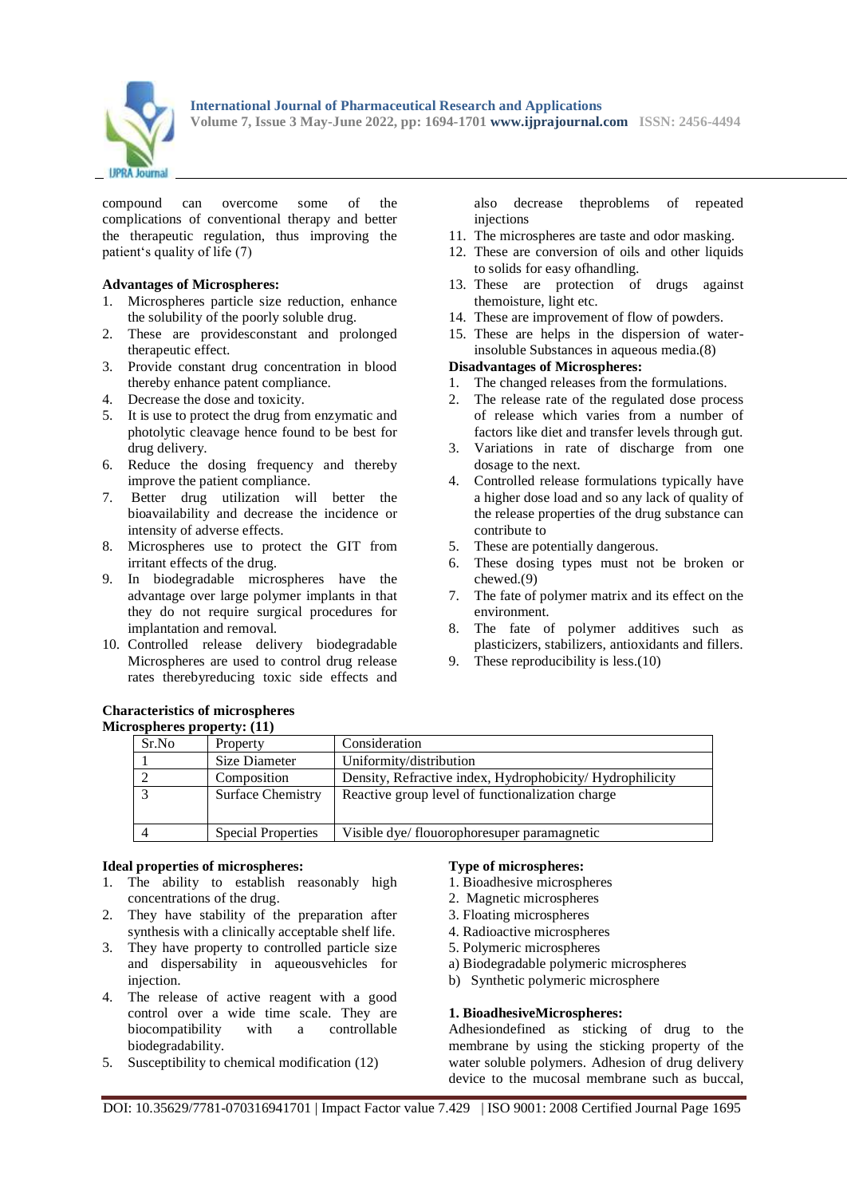compound can overcome some of the complications of conventional therapy and better the therapeutic regulation, thus improving the patient's quality of life (7)

**Advantages of Microspheres:**

1. Microspheres particle size reduction, enhance the solubility of the poorly soluble drug.
2. These are providesconstant and prolonged therapeutic effect.
3. Provide constant drug concentration in blood thereby enhance patent compliance.
4. Decrease the dose and toxicity.
5. It is use to protect the drug from enzymatic and photolytic cleavage hence found to be best for drug delivery.
6. Reduce the dosing frequency and thereby improve the patient compliance.
7. Better drug utilization will better the bioavailability and decrease the incidence or intensity of adverse effects.
8. Microspheres use to protect the GIT from irritant effects of the drug.
9. In biodegradable microspheres have the advantage over large polymer implants in that they do not require surgical procedures for implantation and removal.
10. Controlled release delivery biodegradable Microspheres are used to control drug release rates therebyreducing toxic side effects and also decrease theproblems of repeated injections
11. The microspheres are taste and odor masking.
12. These are conversion of oils and other liquids to solids for easy ofhandling.
13. These are protection of drugs against themoisture, light etc.
14. These are improvement of flow of powders.
15. These are helps in the dispersion of water-insoluble Substances in aqueous media.(8)

**Disadvantages of Microspheres:**

1. The changed releases from the formulations.
2. The release rate of the regulated dose process of release which varies from a number of factors like diet and transfer levels through gut.
3. Variations in rate of discharge from one dosage to the next.
4. Controlled release formulations typically have a higher dose load and so any lack of quality of the release properties of the drug substance can contribute to
5. These are potentially dangerous.
6. These dosing types must not be broken or chewed.(9)
7. The fate of polymer matrix and its effect on the environment.
8. The fate of polymer additives such as plasticizers, stabilizers, antioxidants and fillers.
9. These reproducibility is less.(10)

**Characteristics of microspheres**

**Microspheres property: (11)**

| Sr.No | Property | Consideration |
|---|---|---|
| 1 | Size Diameter | Uniformity/distribution |
| 2 | Composition | Density, Refractive index, Hydrophobicity/ Hydrophilicity |
| 3 | Surface Chemistry | Reactive group level of functionalization charge |
| 4 | Special Properties | Visible dye/ flouorophoresuper paramagnetic |

**Ideal properties of microspheres:**

1. The ability to establish reasonably high concentrations of the drug.
2. They have stability of the preparation after synthesis with a clinically acceptable shelf life.
3. They have property to controlled particle size and dispersability in aqueousvehicles for injection.
4. The release of active reagent with a good control over a wide time scale. They are biocompatibility with a controllable biodegradability.
5. Susceptibility to chemical modification (12)

**Type of microspheres:**

1. Bioadhesive microspheres
2. Magnetic microspheres
3. Floating microspheres
4. Radioactive microspheres
5. Polymeric microspheres

a) Biodegradable polymeric microspheres

b) Synthetic polymeric microsphere

**1. BioadhesiveMicrospheres:**

Adhesiondefined as sticking of drug to the membrane by using the sticking property of the water soluble polymers. Adhesion of drug delivery device to the mucosal membrane such as buccal,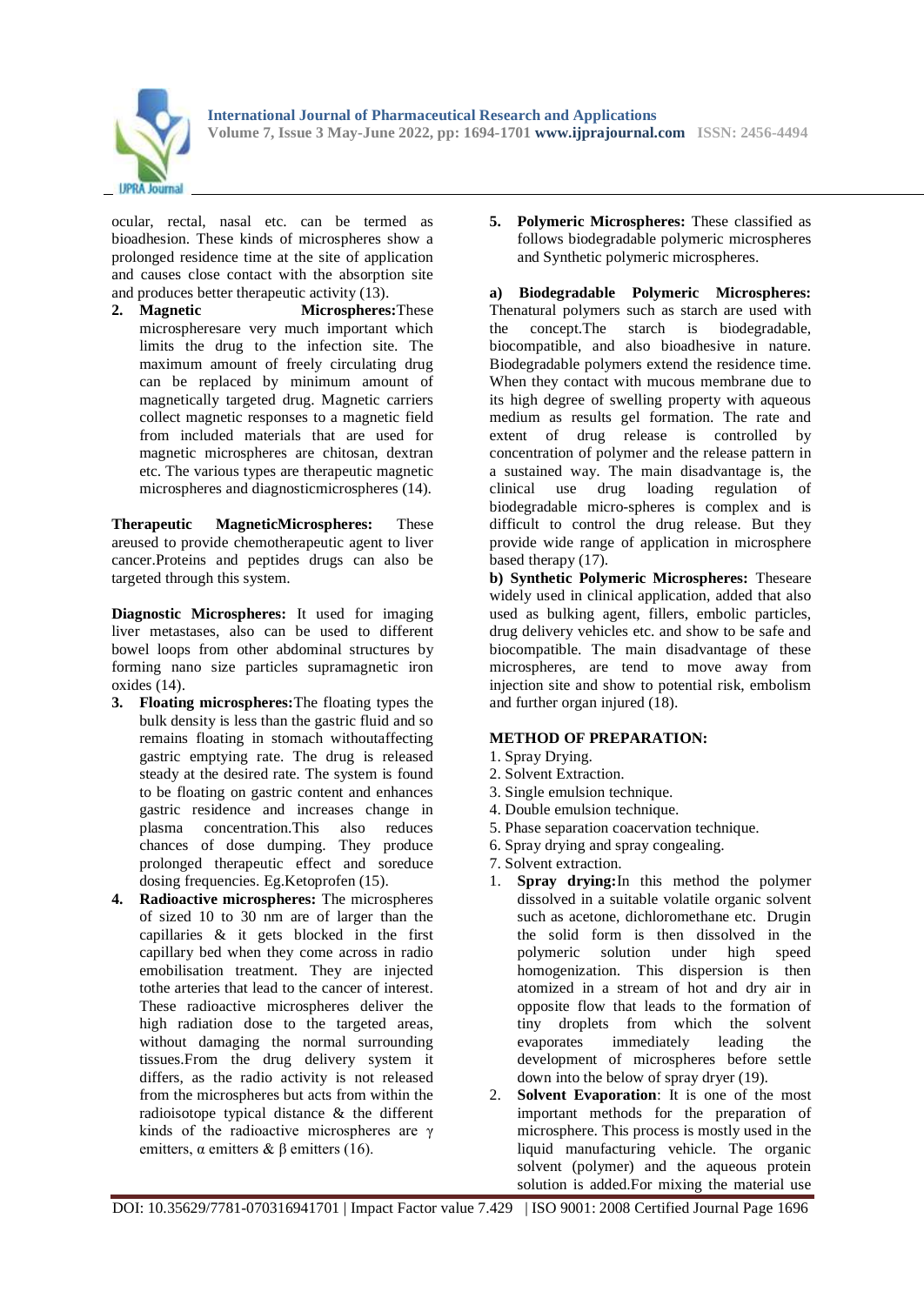ocular, rectal, nasal etc. can be termed as bioadhesion. These kinds of microspheres show a prolonged residence time at the site of application and causes close contact with the absorption site and produces better therapeutic activity (13).

2. **Magnetic Microspheres:**These microspheresare very much important which limits the drug to the infection site. The maximum amount of freely circulating drug can be replaced by minimum amount of magnetically targeted drug. Magnetic carriers collect magnetic responses to a magnetic field from included materials that are used for magnetic microspheres are chitosan, dextran etc. The various types are therapeutic magnetic microspheres and diagnosticmicrospheres (14).

**Therapeutic MagneticMicrospheres:** These areused to provide chemotherapeutic agent to liver cancer.Proteins and peptides drugs can also be targeted through this system.

**Diagnostic Microspheres:** It used for imaging liver metastases, also can be used to different bowel loops from other abdominal structures by forming nano size particles supramagnetic iron oxides (14).

3. **Floating microspheres:**The floating types the bulk density is less than the gastric fluid and so remains floating in stomach withoutaffecting gastric emptying rate. The drug is released steady at the desired rate. The system is found to be floating on gastric content and enhances gastric residence and increases change in plasma concentration.This also reduces chances of dose dumping. They produce prolonged therapeutic effect and soreduce dosing frequencies. Eg.Ketoprofen (15).
4. **Radioactive microspheres:** The microspheres of sized 10 to 30 nm are of larger than the capillaries & it gets blocked in the first capillary bed when they come across in radio emobilisation treatment. They are injected tothe arteries that lead to the cancer of interest. These radioactive microspheres deliver the high radiation dose to the targeted areas, without damaging the normal surrounding tissues.From the drug delivery system it differs, as the radio activity is not released from the microspheres but acts from within the radioisotope typical distance & the different kinds of the radioactive microspheres are γ emitters, α emitters & β emitters (16).
5. **Polymeric Microspheres:** These classified as follows biodegradable polymeric microspheres and Synthetic polymeric microspheres.

**a) Biodegradable Polymeric Microspheres:** Thenatural polymers such as starch are used with the concept.The starch is biodegradable, biocompatible, and also bioadhesive in nature. Biodegradable polymers extend the residence time. When they contact with mucous membrane due to its high degree of swelling property with aqueous medium as results gel formation. The rate and extent of drug release is controlled by concentration of polymer and the release pattern in a sustained way. The main disadvantage is, the clinical use drug loading regulation of biodegradable micro-spheres is complex and is difficult to control the drug release. But they provide wide range of application in microsphere based therapy (17).

**b) Synthetic Polymeric Microspheres:** Theseare widely used in clinical application, added that also used as bulking agent, fillers, embolic particles, drug delivery vehicles etc. and show to be safe and biocompatible. The main disadvantage of these microspheres, are tend to move away from injection site and show to potential risk, embolism and further organ injured (18).

## METHOD OF PREPARATION:

1. Spray Drying.
2. Solvent Extraction.
3. Single emulsion technique.
4. Double emulsion technique.
5. Phase separation coacervation technique.
6. Spray drying and spray congealing.
7. Solvent extraction.

1. **Spray drying:**In this method the polymer dissolved in a suitable volatile organic solvent such as acetone, dichloromethane etc. Drugin the solid form is then dissolved in the polymeric solution under high speed homogenization. This dispersion is then atomized in a stream of hot and dry air in opposite flow that leads to the formation of tiny droplets from which the solvent evaporates immediately leading the development of microspheres before settle down into the below of spray dryer (19).
2. **Solvent Evaporation**: It is one of the most important methods for the preparation of microsphere. This process is mostly used in the liquid manufacturing vehicle. The organic solvent (polymer) and the aqueous protein solution is added.For mixing the material use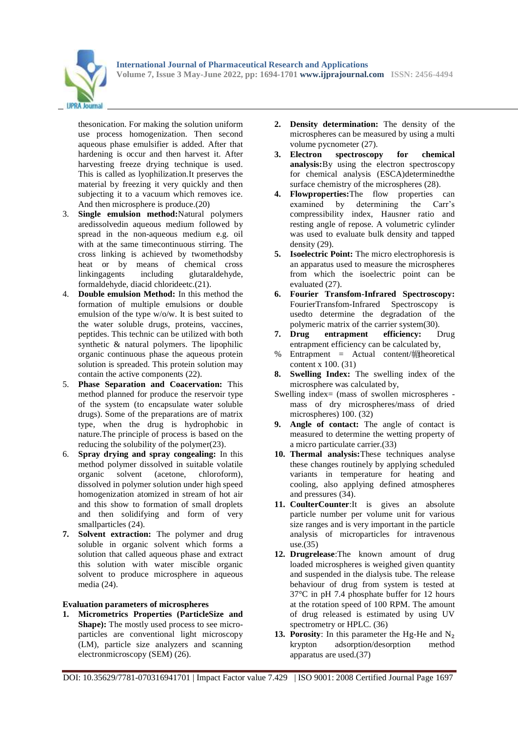thesonication. For making the solution uniform use process homogenization. Then second aqueous phase emulsifier is added. After that hardening is occur and then harvest it. After harvesting freeze drying technique is used. This is called as lyophilization.It preserves the material by freezing it very quickly and then subjecting it to a vacuum which removes ice. And then microsphere is produce.(20)

3. **Single emulsion method:**Natural polymers aredissolvedin aqueous medium followed by spread in the non-aqueous medium e.g. oil with at the same timecontinuous stirring. The cross linking is achieved by twomethodsby heat or by means of chemical cross linkingagents including glutaraldehyde, formaldehyde, diacid chlorideetc.(21).
4. **Double emulsion Method:** In this method the formation of multiple emulsions or double emulsion of the type w/o/w. It is best suited to the water soluble drugs, proteins, vaccines, peptides. This technic can be utilized with both synthetic & natural polymers. The lipophilic organic continuous phase the aqueous protein solution is spreaded. This protein solution may contain the active components (22).
5. **Phase Separation and Coacervation:** This method planned for produce the reservoir type of the system (to encapsulate water soluble drugs). Some of the preparations are of matrix type, when the drug is hydrophobic in nature.The principle of process is based on the reducing the solubility of the polymer(23).
6. **Spray drying and spray congealing:** In this method polymer dissolved in suitable volatile organic solvent (acetone, chloroform), dissolved in polymer solution under high speed homogenization atomized in stream of hot air and this show to formation of small droplets and then solidifying and form of very smallparticles (24).
7. **Solvent extraction:** The polymer and drug soluble in organic solvent which forms a solution that called aqueous phase and extract this solution with water miscible organic solvent to produce microsphere in aqueous media (24).

**Evaluation parameters of microspheres**

1. **Micrometrics Properties (ParticleSize and Shape):** The mostly used process to see micro-particles are conventional light microscopy (LM), particle size analyzers and scanning electronmicroscopy (SEM) (26).
2. **Density determination:** The density of the microspheres can be measured by using a multi volume pycnometer (27).
3. **Electron spectroscopy for chemical analysis:**By using the electron spectroscopy for chemical analysis (ESCA)determinedthe surface chemistry of the microspheres (28).
4. **Flowproperties:**The flow properties can examined by determining the Carr's compressibility index, Hausner ratio and resting angle of repose. A volumetric cylinder was used to evaluate bulk density and tapped density (29).
5. **Isoelectric Point:** The micro electrophoresis is an apparatus used to measure the microspheres from which the isoelectric point can be evaluated (27).
6. **Fourier Transform-Infrared Spectroscopy:** FourierTransform-Infrared Spectroscopy is usedto determine the degradation of the polymeric matrix of the carrier system(30).
7. **Drug entrapment efficiency:** Drug entrapment efficiency can be calculated by,

% Entrapment = Actual content/theoretical content x 100. (31)

8. **Swelling Index:** The swelling index of the microsphere was calculated by,

Swelling index= (mass of swollen microspheres - mass of dry microspheres/mass of dried microspheres) 100. (32)

9. **Angle of contact:** The angle of contact is measured to determine the wetting property of a micro particulate carrier.(33)
10. **Thermal analysis:**These techniques analyse these changes routinely by applying scheduled variants in temperature for heating and cooling, also applying defined atmospheres and pressures (34).
11. **CoulterCounter**:It is gives an absolute particle number per volume unit for various size ranges and is very important in the particle analysis of microparticles for intravenous use.(35)
12. **Drugrelease**:The known amount of drug loaded microspheres is weighed given quantity and suspended in the dialysis tube. The release behaviour of drug from system is tested at 37°C in pH 7.4 phosphate buffer for 12 hours at the rotation speed of 100 RPM. The amount of drug released is estimated by using UV spectrometry or HPLC. (36)
13. **Porosity**: In this parameter the Hg-He and $N_2$ krypton adsorption/desorption method apparatus are used.(37)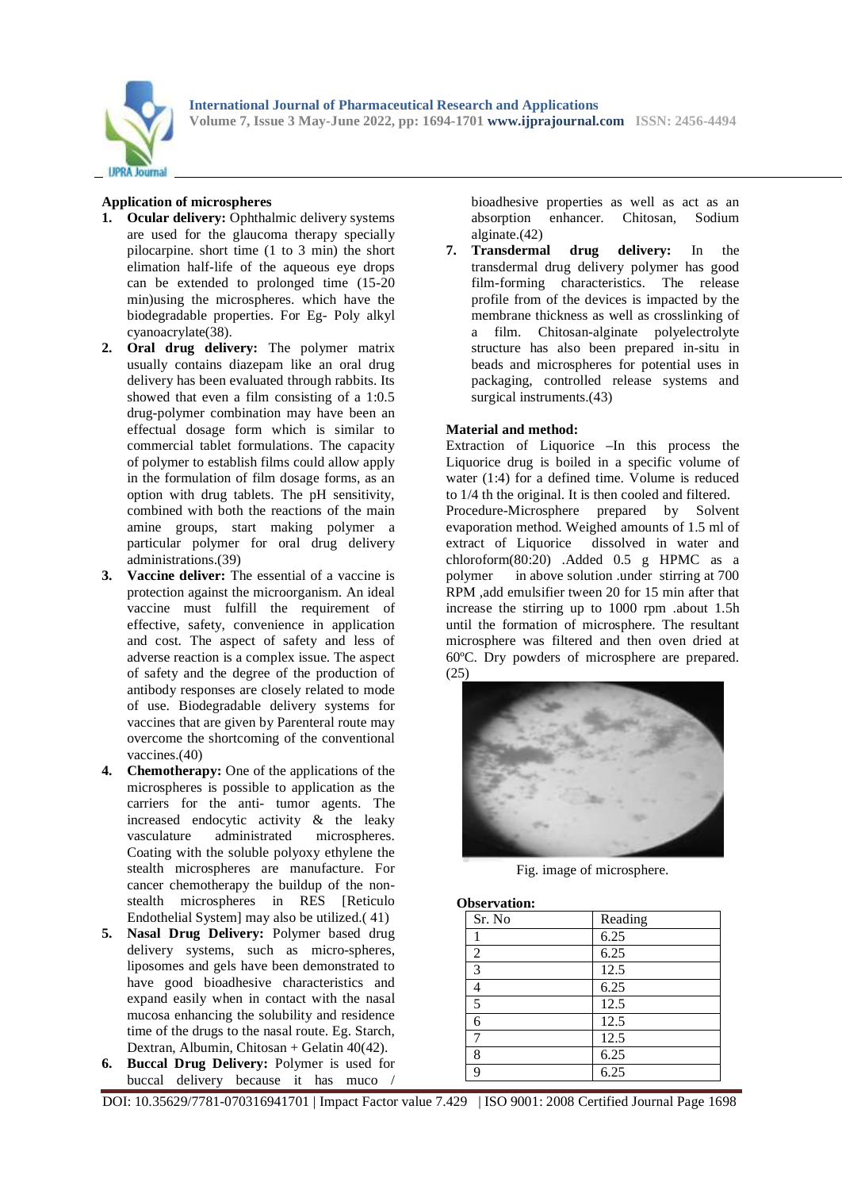## Application of microspheres

1. **Ocular delivery:** Ophthalmic delivery systems are used for the glaucoma therapy specially pilocarpine. short time (1 to 3 min) the short elimation half-life of the aqueous eye drops can be extended to prolonged time (15-20 min)using the microspheres. which have the biodegradable properties. For Eg- Poly alkyl cyanoacrylate(38).
2. **Oral drug delivery:** The polymer matrix usually contains diazepam like an oral drug delivery has been evaluated through rabbits. Its showed that even a film consisting of a 1:0.5 drug-polymer combination may have been an effectual dosage form which is similar to commercial tablet formulations. The capacity of polymer to establish films could allow apply in the formulation of film dosage forms, as an option with drug tablets. The pH sensitivity, combined with both the reactions of the main amine groups, start making polymer a particular polymer for oral drug delivery administrations.(39)
3. **Vaccine deliver:** The essential of a vaccine is protection against the microorganism. An ideal vaccine must fulfill the requirement of effective, safety, convenience in application and cost. The aspect of safety and less of adverse reaction is a complex issue. The aspect of safety and the degree of the production of antibody responses are closely related to mode of use. Biodegradable delivery systems for vaccines that are given by Parenteral route may overcome the shortcoming of the conventional vaccines.(40)
4. **Chemotherapy:** One of the applications of the microspheres is possible to application as the carriers for the anti- tumor agents. The increased endocytic activity & the leaky vasculature administrated microspheres. Coating with the soluble polyoxy ethylene the stealth microspheres are manufacture. For cancer chemotherapy the buildup of the non-stealth microspheres in RES [Reticulo Endothelial System] may also be utilized.( 41)
5. **Nasal Drug Delivery:** Polymer based drug delivery systems, such as micro-spheres, liposomes and gels have been demonstrated to have good bioadhesive characteristics and expand easily when in contact with the nasal mucosa enhancing the solubility and residence time of the drugs to the nasal route. Eg. Starch, Dextran, Albumin, Chitosan + Gelatin 40(42).
6. **Buccal Drug Delivery:** Polymer is used for buccal delivery because it has muco / bioadhesive properties as well as act as an absorption enhancer. Chitosan, Sodium alginate.(42)
7. **Transdermal drug delivery:** In the transdermal drug delivery polymer has good film-forming characteristics. The release profile from of the devices is impacted by the membrane thickness as well as crosslinking of a film. Chitosan-alginate polyelectrolyte structure has also been prepared in-situ in beads and microspheres for potential uses in packaging, controlled release systems and surgical instruments.(43)

## Material and method:

Extraction of Liquorice –In this process the Liquorice drug is boiled in a specific volume of water (1:4) for a defined time. Volume is reduced to 1/4 th the original. It is then cooled and filtered.

Procedure-Microsphere prepared by Solvent evaporation method. Weighed amounts of 1.5 ml of extract of Liquorice dissolved in water and chloroform(80:20) .Added 0.5 g HPMC as a polymer in above solution .under stirring at 700 RPM ,add emulsifier tween 20 for 15 min after that increase the stirring up to 1000 rpm .about 1.5h until the formation of microsphere. The resultant microsphere was filtered and then oven dried at 60ºC. Dry powders of microsphere are prepared.(25)

Fig. image of microsphere.

**Observation:**

| Sr. No | Reading |
|---|---|
| 1 | 6.25 |
| 2 | 6.25 |
| 3 | 12.5 |
| 4 | 6.25 |
| 5 | 12.5 |
| 6 | 12.5 |
| 7 | 12.5 |
| 8 | 6.25 |
| 9 | 6.25 |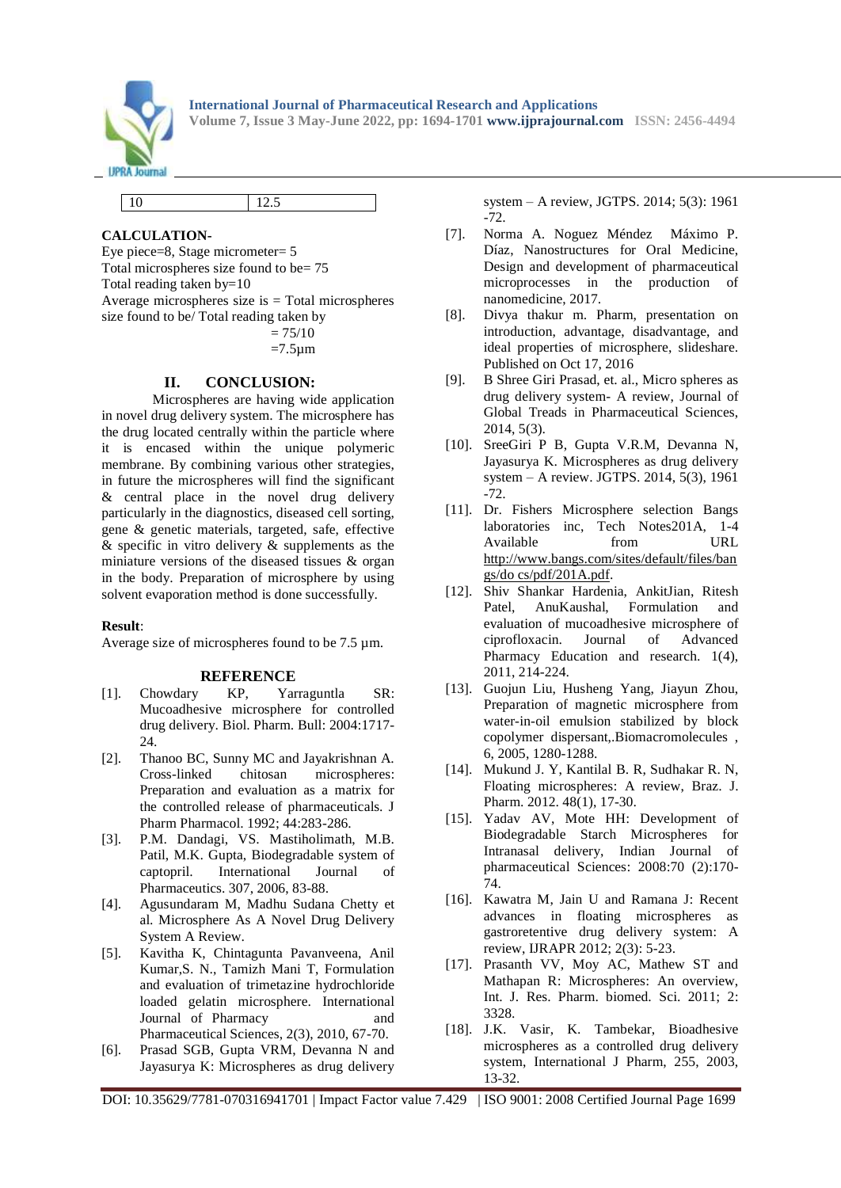| 10 | 12.5 |
|---|---|

**CALCULATION-**

Eye piece=8, Stage micrometer= 5
Total microspheres size found to be= 75
Total reading taken by=10
Average microspheres size is = Total microspheres size found to be/ Total reading taken by

= 75/10

=7.5µm

## II. CONCLUSION:

Microspheres are having wide application in novel drug delivery system. The microsphere has the drug located centrally within the particle where it is encased within the unique polymeric membrane. By combining various other strategies, in future the microspheres will find the significant & central place in the novel drug delivery particularly in the diagnostics, diseased cell sorting, gene & genetic materials, targeted, safe, effective & specific in vitro delivery & supplements as the miniature versions of the diseased tissues & organ in the body. Preparation of microsphere by using solvent evaporation method is done successfully.

**Result**:

Average size of microspheres found to be 7.5 µm.

## REFERENCE

[1]. Chowdary KP, Yarraguntla SR: Mucoadhesive microsphere for controlled drug delivery. Biol. Pharm. Bull: 2004:1717-24.

[2]. Thanoo BC, Sunny MC and Jayakrishnan A. Cross-linked chitosan microspheres: Preparation and evaluation as a matrix for the controlled release of pharmaceuticals. J Pharm Pharmacol. 1992; 44:283-286.

[3]. P.M. Dandagi, VS. Mastiholimath, M.B. Patil, M.K. Gupta, Biodegradable system of captopril. International Journal of Pharmaceutics. 307, 2006, 83-88.

[4]. Agusundaram M, Madhu Sudana Chetty et al. Microsphere As A Novel Drug Delivery System A Review.

[5]. Kavitha K, Chintagunta Pavanveena, Anil Kumar,S. N., Tamizh Mani T, Formulation and evaluation of trimetazine hydrochloride loaded gelatin microsphere. International Journal of Pharmacy and Pharmaceutical Sciences, 2(3), 2010, 67-70.

[6]. Prasad SGB, Gupta VRM, Devanna N and Jayasurya K: Microspheres as drug delivery system – A review, JGTPS. 2014; 5(3): 1961-72.

[7]. Norma A. Noguez Méndez Máximo P. Díaz, Nanostructures for Oral Medicine, Design and development of pharmaceutical microprocesses in the production of nanomedicine, 2017.

[8]. Divya thakur m. Pharm, presentation on introduction, advantage, disadvantage, and ideal properties of microsphere, slideshare. Published on Oct 17, 2016

[9]. B Shree Giri Prasad, et. al., Micro spheres as drug delivery system- A review, Journal of Global Treads in Pharmaceutical Sciences, 2014, 5(3).

[10]. SreeGiri P B, Gupta V.R.M, Devanna N, Jayasurya K. Microspheres as drug delivery system – A review. JGTPS. 2014, 5(3), 1961-72.

[11]. Dr. Fishers Microsphere selection Bangs laboratories inc, Tech Notes201A, 1-4 Available from URL http://www.bangs.com/sites/default/files/bangs/do cs/pdf/201A.pdf.

[12]. Shiv Shankar Hardenia, AnkitJian, Ritesh Patel, AnuKaushal, Formulation and evaluation of mucoadhesive microsphere of ciprofloxacin. Journal of Advanced Pharmacy Education and research. 1(4), 2011, 214-224.

[13]. Guojun Liu, Husheng Yang, Jiayun Zhou, Preparation of magnetic microsphere from water-in-oil emulsion stabilized by block copolymer dispersant,.Biomacromolecules , 6, 2005, 1280-1288.

[14]. Mukund J. Y, Kantilal B. R, Sudhakar R. N, Floating microspheres: A review, Braz. J. Pharm. 2012. 48(1), 17-30.

[15]. Yadav AV, Mote HH: Development of Biodegradable Starch Microspheres for Intranasal delivery, Indian Journal of pharmaceutical Sciences: 2008:70 (2):170-74.

[16]. Kawatra M, Jain U and Ramana J: Recent advances in floating microspheres as gastroretentive drug delivery system: A review, IJRAPR 2012; 2(3): 5-23.

[17]. Prasanth VV, Moy AC, Mathew ST and Mathapan R: Microspheres: An overview, Int. J. Res. Pharm. biomed. Sci. 2011; 2: 3328.

[18]. J.K. Vasir, K. Tambekar, Bioadhesive microspheres as a controlled drug delivery system, International J Pharm, 255, 2003, 13-32.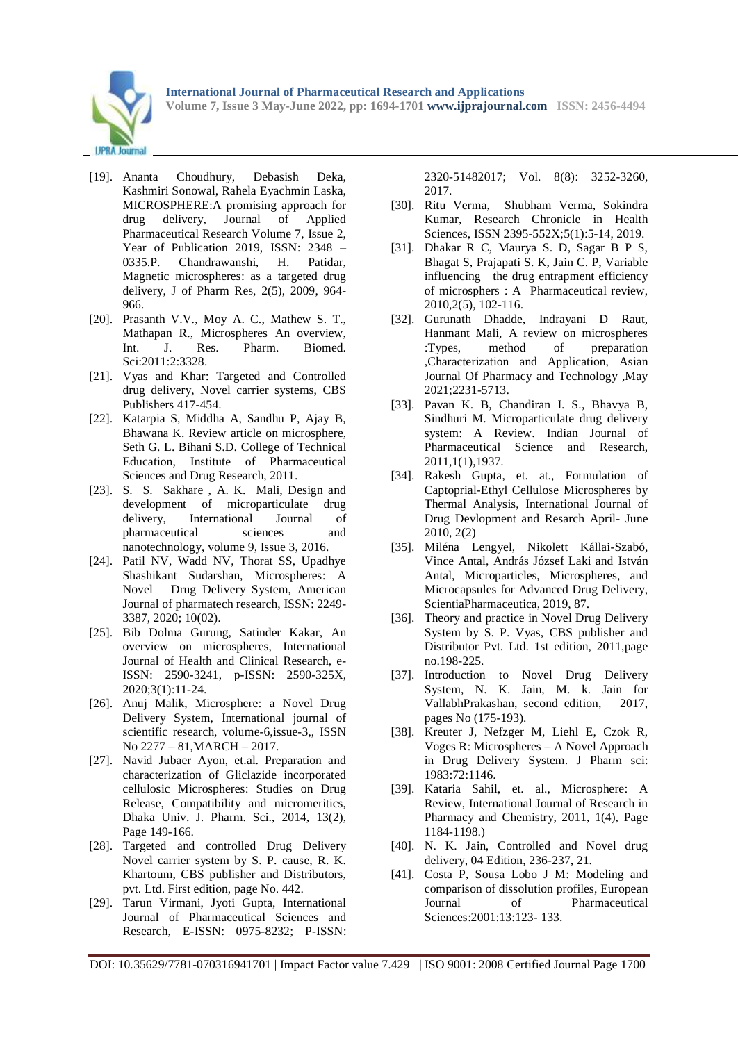[19]. Ananta Choudhury, Debasish Deka, Kashmiri Sonowal, Rahela Eyachmin Laska, MICROSPHERE:A promising approach for drug delivery, Journal of Applied Pharmaceutical Research Volume 7, Issue 2, Year of Publication 2019, ISSN: 2348 – 0335.P. Chandrawanshi, H. Patidar, Magnetic microspheres: as a targeted drug delivery, J of Pharm Res, 2(5), 2009, 964-966.

[20]. Prasanth V.V., Moy A. C., Mathew S. T., Mathapan R., Microspheres An overview, Int. J. Res. Pharm. Biomed. Sci:2011:2:3328.

[21]. Vyas and Khar: Targeted and Controlled drug delivery, Novel carrier systems, CBS Publishers 417-454.

[22]. Katarpia S, Middha A, Sandhu P, Ajay B, Bhawana K. Review article on microsphere, Seth G. L. Bihani S.D. College of Technical Education, Institute of Pharmaceutical Sciences and Drug Research, 2011.

[23]. S. S. Sakhare , A. K. Mali, Design and development of microparticulate drug delivery, International Journal of pharmaceutical sciences and nanotechnology, volume 9, Issue 3, 2016.

[24]. Patil NV, Wadd NV, Thorat SS, Upadhye Shashikant Sudarshan, Microspheres: A Novel Drug Delivery System, American Journal of pharmatech research, ISSN: 2249-3387, 2020; 10(02).

[25]. Bib Dolma Gurung, Satinder Kakar, An overview on microspheres, International Journal of Health and Clinical Research, e-ISSN: 2590-3241, p-ISSN: 2590-325X, 2020;3(1):11-24.

[26]. Anuj Malik, Microsphere: a Novel Drug Delivery System, International journal of scientific research, volume-6,issue-3,, ISSN No 2277 – 81,MARCH – 2017.

[27]. Navid Jubaer Ayon, et.al. Preparation and characterization of Gliclazide incorporated cellulosic Microspheres: Studies on Drug Release, Compatibility and micromeritics, Dhaka Univ. J. Pharm. Sci., 2014, 13(2), Page 149-166.

[28]. Targeted and controlled Drug Delivery Novel carrier system by S. P. cause, R. K. Khartoum, CBS publisher and Distributors, pvt. Ltd. First edition, page No. 442.

[29]. Tarun Virmani, Jyoti Gupta, International Journal of Pharmaceutical Sciences and Research, E-ISSN: 0975-8232; P-ISSN: 2320-51482017; Vol. 8(8): 3252-3260, 2017.

[30]. Ritu Verma, Shubham Verma, Sokindra Kumar, Research Chronicle in Health Sciences, ISSN 2395-552X;5(1):5-14, 2019.

[31]. Dhakar R C, Maurya S. D, Sagar B P S, Bhagat S, Prajapati S. K, Jain C. P, Variable influencing the drug entrapment efficiency of microsphers : A Pharmaceutical review, 2010,2(5), 102-116.

[32]. Gurunath Dhadde, Indrayani D Raut, Hanmant Mali, A review on microspheres :Types, method of preparation ,Characterization and Application, Asian Journal Of Pharmacy and Technology ,May 2021;2231-5713.

[33]. Pavan K. B, Chandiran I. S., Bhavya B, Sindhuri M. Microparticulate drug delivery system: A Review. Indian Journal of Pharmaceutical Science and Research, 2011,1(1),1937.

[34]. Rakesh Gupta, et. at., Formulation of Captoprial-Ethyl Cellulose Microspheres by Thermal Analysis, International Journal of Drug Devlopment and Resarch April- June 2010, 2(2)

[35]. Miléna Lengyel, Nikolett Kállai-Szabó, Vince Antal, András József Laki and István Antal, Microparticles, Microspheres, and Microcapsules for Advanced Drug Delivery, ScientiaPharmaceutica, 2019, 87.

[36]. Theory and practice in Novel Drug Delivery System by S. P. Vyas, CBS publisher and Distributor Pvt. Ltd. 1st edition, 2011,page no.198-225.

[37]. Introduction to Novel Drug Delivery System, N. K. Jain, M. k. Jain for VallabhPrakashan, second edition, 2017, pages No (175-193).

[38]. Kreuter J, Nefzger M, Liehl E, Czok R, Voges R: Microspheres – A Novel Approach in Drug Delivery System. J Pharm sci: 1983:72:1146.

[39]. Kataria Sahil, et. al., Microsphere: A Review, International Journal of Research in Pharmacy and Chemistry, 2011, 1(4), Page 1184-1198.)

[40]. N. K. Jain, Controlled and Novel drug delivery, 04 Edition, 236-237, 21.

[41]. Costa P, Sousa Lobo J M: Modeling and comparison of dissolution profiles, European Journal of Pharmaceutical Sciences:2001:13:123- 133.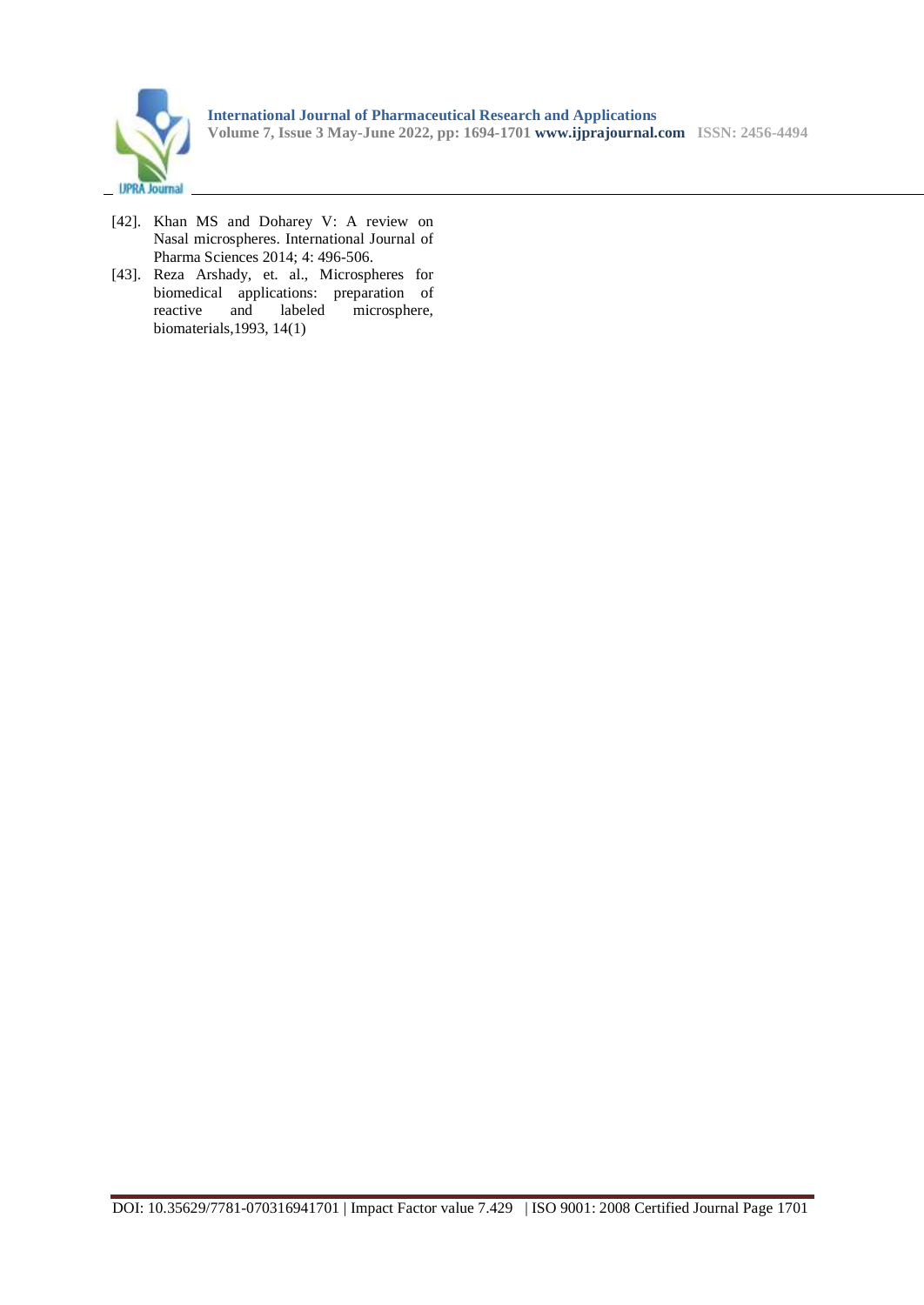[42]. Khan MS and Doharey V: A review on Nasal microspheres. International Journal of Pharma Sciences 2014; 4: 496-506.

[43]. Reza Arshady, et. al., Microspheres for biomedical applications: preparation of reactive and labeled microsphere, biomaterials,1993, 14(1)